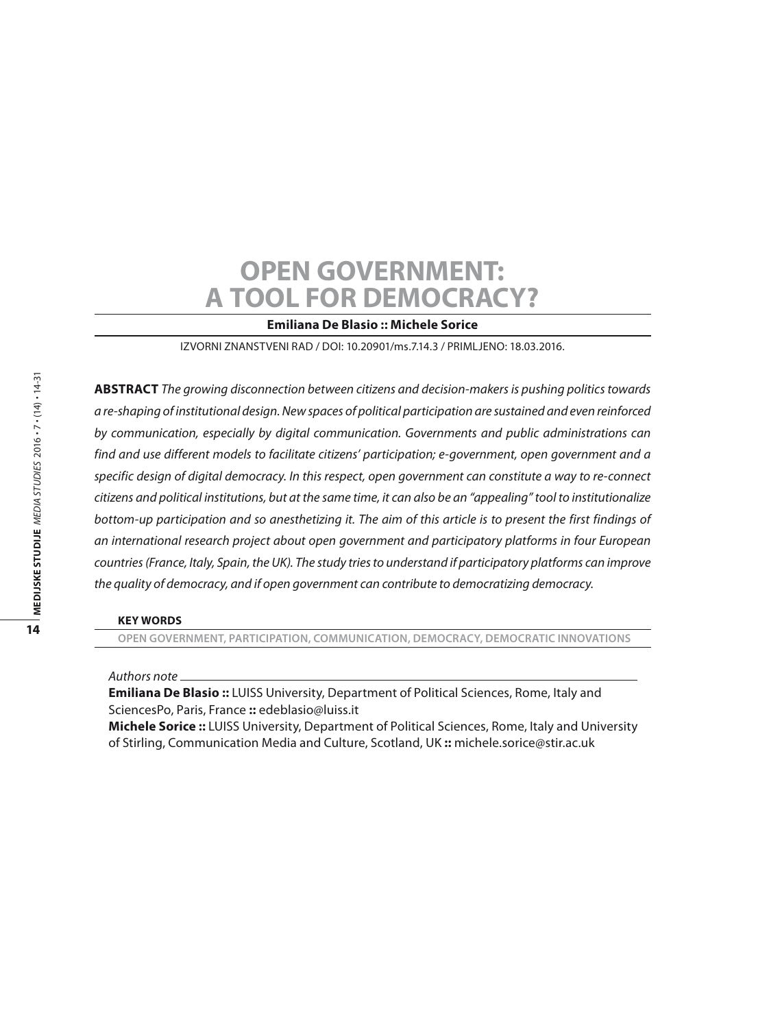# OPEN GOVERNMENT: A TOOL FOR DEMOCRACY?

**Emiliana De Blasio :: Michele Sorice**

IZVORNI ZNANSTVENI RAD / DOI: 10.20901/ms.7.14.3 / PRIMLJENO: 18.03.2016.

**ABSTRACT** *The growing disconnection between citizens and decision-makers is pushing politics towards a re-shaping of institutional design. New spaces of political participation are sustained and even reinforced by communication, especially by digital communication. Governments and public administrations can find and use different models to facilitate citizens' participation; e-government, open government and a specific design of digital democracy. In this respect, open government can constitute a way to re-connect citizens and political institutions, but at the same time, it can also be an "appealing" tool to institutionalize bottom-up participation and so anesthetizing it. The aim of this article is to present the first findings of an international research project about open government and participatory platforms in four European countries (France, Italy, Spain, the UK). The study tries to understand if participatory platforms can improve the quality of democracy, and if open government can contribute to democratizing democracy.*

**KEY WORDS**

OPEN GOVERNMENT, PARTICIPATION, COMMUNICATION, DEMOCRACY, DEMOCRATIC INNOVATIONS

*Authors note*

**Emiliana De Blasio ::** LUISS University, Department of Political Sciences, Rome, Italy and SciencesPo, Paris, France **::** edeblasio@luiss.it

**Michele Sorice ::** LUISS University, Department of Political Sciences, Rome, Italy and University of Stirling, Communication Media and Culture, Scotland, UK **::** michele.sorice@stir.ac.uk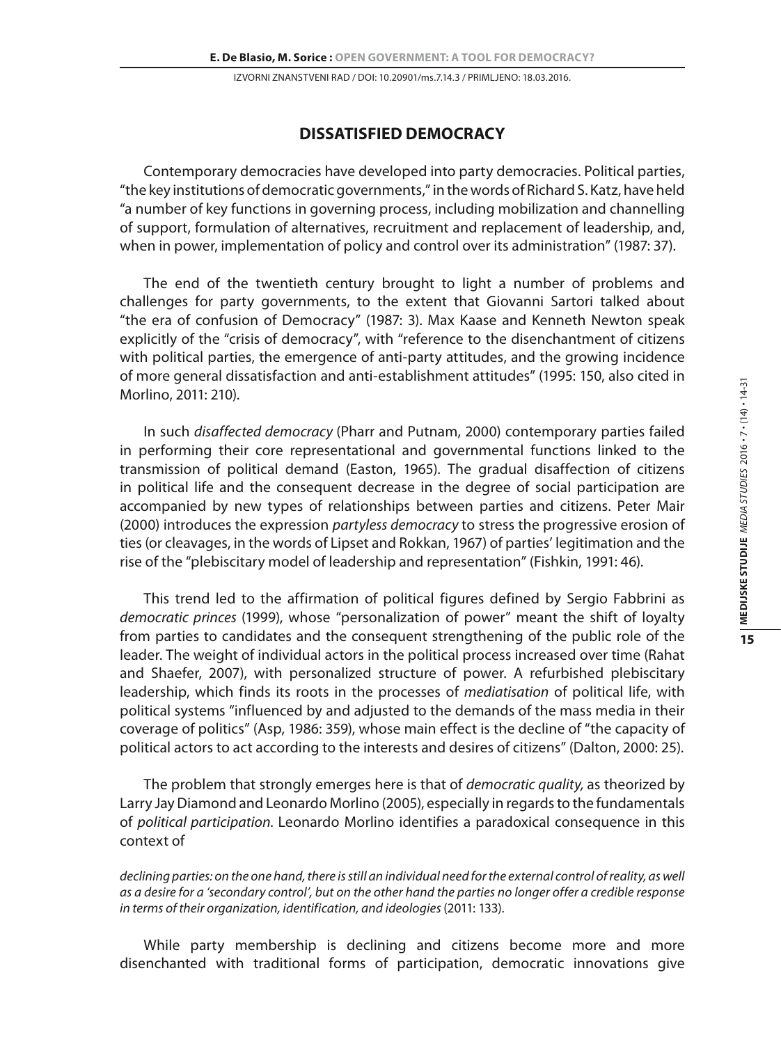## DISSATISFIED DEMOCRACY

Contemporary democracies have developed into party democracies. Political parties, "the key institutions of democratic governments," in the words of Richard S. Katz, have held "a number of key functions in governing process, including mobilization and channelling of support, formulation of alternatives, recruitment and replacement of leadership, and, when in power, implementation of policy and control over its administration" (1987: 37).

The end of the twentieth century brought to light a number of problems and challenges for party governments, to the extent that Giovanni Sartori talked about "the era of confusion of Democracy" (1987: 3). Max Kaase and Kenneth Newton speak explicitly of the "crisis of democracy", with "reference to the disenchantment of citizens with political parties, the emergence of anti-party attitudes, and the growing incidence of more general dissatisfaction and anti-establishment attitudes" (1995: 150, also cited in Morlino, 2011: 210).

In such *disaffected democracy* (Pharr and Putnam, 2000) contemporary parties failed in performing their core representational and governmental functions linked to the transmission of political demand (Easton, 1965). The gradual disaffection of citizens in political life and the consequent decrease in the degree of social participation are accompanied by new types of relationships between parties and citizens. Peter Mair (2000) introduces the expression *partyless democracy* to stress the progressive erosion of ties (or cleavages, in the words of Lipset and Rokkan, 1967) of parties' legitimation and the rise of the "plebiscitary model of leadership and representation" (Fishkin, 1991: 46).

This trend led to the affirmation of political figures defined by Sergio Fabbrini as *democratic princes* (1999), whose "personalization of power" meant the shift of loyalty from parties to candidates and the consequent strengthening of the public role of the leader. The weight of individual actors in the political process increased over time (Rahat and Shaefer, 2007), with personalized structure of power. A refurbished plebiscitary leadership, which finds its roots in the processes of *mediatisation* of political life, with political systems "influenced by and adjusted to the demands of the mass media in their coverage of politics" (Asp, 1986: 359), whose main effect is the decline of "the capacity of political actors to act according to the interests and desires of citizens" (Dalton, 2000: 25).

The problem that strongly emerges here is that of *democratic quality,* as theorized by Larry Jay Diamond and Leonardo Morlino (2005), especially in regards to the fundamentals of *political participation.* Leonardo Morlino identifies a paradoxical consequence in this context of

> *declining parties: on the one hand, there is still an individual need for the external control of reality, as well as a desire for a 'secondary control', but on the other hand the parties no longer offer a credible response in terms of their organization, identification, and ideologies* (2011: 133).

While party membership is declining and citizens become more and more disenchanted with traditional forms of participation, democratic innovations give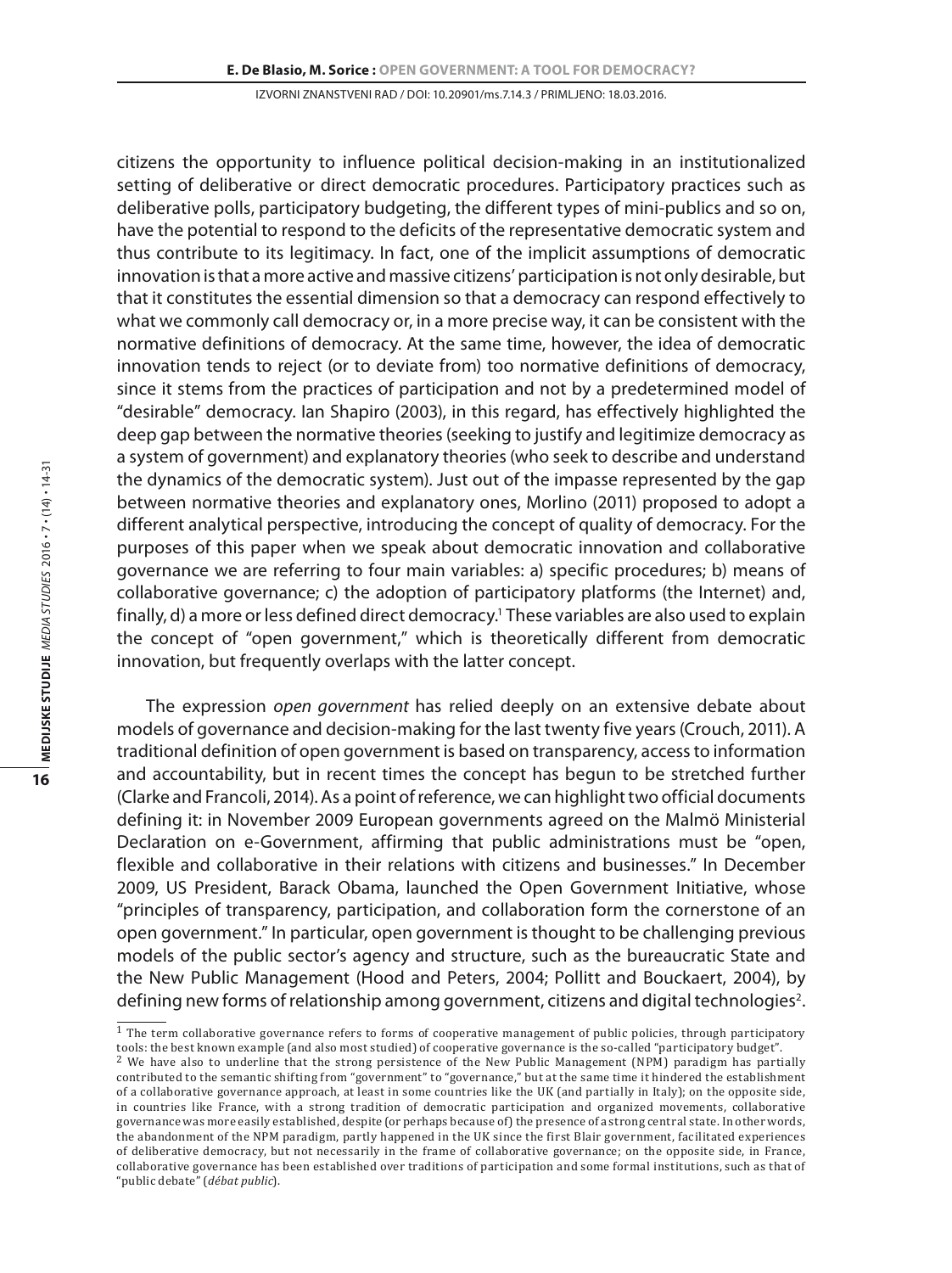citizens the opportunity to influence political decision-making in an institutionalized setting of deliberative or direct democratic procedures. Participatory practices such as deliberative polls, participatory budgeting, the different types of mini-publics and so on, have the potential to respond to the deficits of the representative democratic system and thus contribute to its legitimacy. In fact, one of the implicit assumptions of democratic innovation is that a more active and massive citizens' participation is not only desirable, but that it constitutes the essential dimension so that a democracy can respond effectively to what we commonly call democracy or, in a more precise way, it can be consistent with the normative definitions of democracy. At the same time, however, the idea of democratic innovation tends to reject (or to deviate from) too normative definitions of democracy, since it stems from the practices of participation and not by a predetermined model of "desirable" democracy. Ian Shapiro (2003), in this regard, has effectively highlighted the deep gap between the normative theories (seeking to justify and legitimize democracy as a system of government) and explanatory theories (who seek to describe and understand the dynamics of the democratic system). Just out of the impasse represented by the gap between normative theories and explanatory ones, Morlino (2011) proposed to adopt a different analytical perspective, introducing the concept of quality of democracy. For the purposes of this paper when we speak about democratic innovation and collaborative governance we are referring to four main variables: a) specific procedures; b) means of collaborative governance; c) the adoption of participatory platforms (the Internet) and, finally, d) a more or less defined direct democracy.[1] These variables are also used to explain the concept of "open government," which is theoretically different from democratic innovation, but frequently overlaps with the latter concept.

The expression *open government* has relied deeply on an extensive debate about models of governance and decision-making for the last twenty five years (Crouch, 2011). A traditional definition of open government is based on transparency, access to information and accountability, but in recent times the concept has begun to be stretched further (Clarke and Francoli, 2014). As a point of reference, we can highlight two official documents defining it: in November 2009 European governments agreed on the Malmö Ministerial Declaration on e-Government, affirming that public administrations must be "open, flexible and collaborative in their relations with citizens and businesses." In December 2009, US President, Barack Obama, launched the Open Government Initiative, whose "principles of transparency, participation, and collaboration form the cornerstone of an open government." In particular, open government is thought to be challenging previous models of the public sector's agency and structure, such as the bureaucratic State and the New Public Management (Hood and Peters, 2004; Pollitt and Bouckaert, 2004), by defining new forms of relationship among government, citizens and digital technologies[2].

---

[1] The term collaborative governance refers to forms of cooperative management of public policies, through participatory tools: the best known example (and also most studied) of cooperative governance is the so-called "participatory budget".

[2] We have also to underline that the strong persistence of the New Public Management (NPM) paradigm has partially contributed to the semantic shifting from "government" to "governance," but at the same time it hindered the establishment of a collaborative governance approach, at least in some countries like the UK (and partially in Italy); on the opposite side, in countries like France, with a strong tradition of democratic participation and organized movements, collaborative governance was more easily established, despite (or perhaps because of) the presence of a strong central state. In other words, the abandonment of the NPM paradigm, partly happened in the UK since the first Blair government, facilitated experiences of deliberative democracy, but not necessarily in the frame of collaborative governance; on the opposite side, in France, collaborative governance has been established over traditions of participation and some formal institutions, such as that of "public debate" (*débat public*).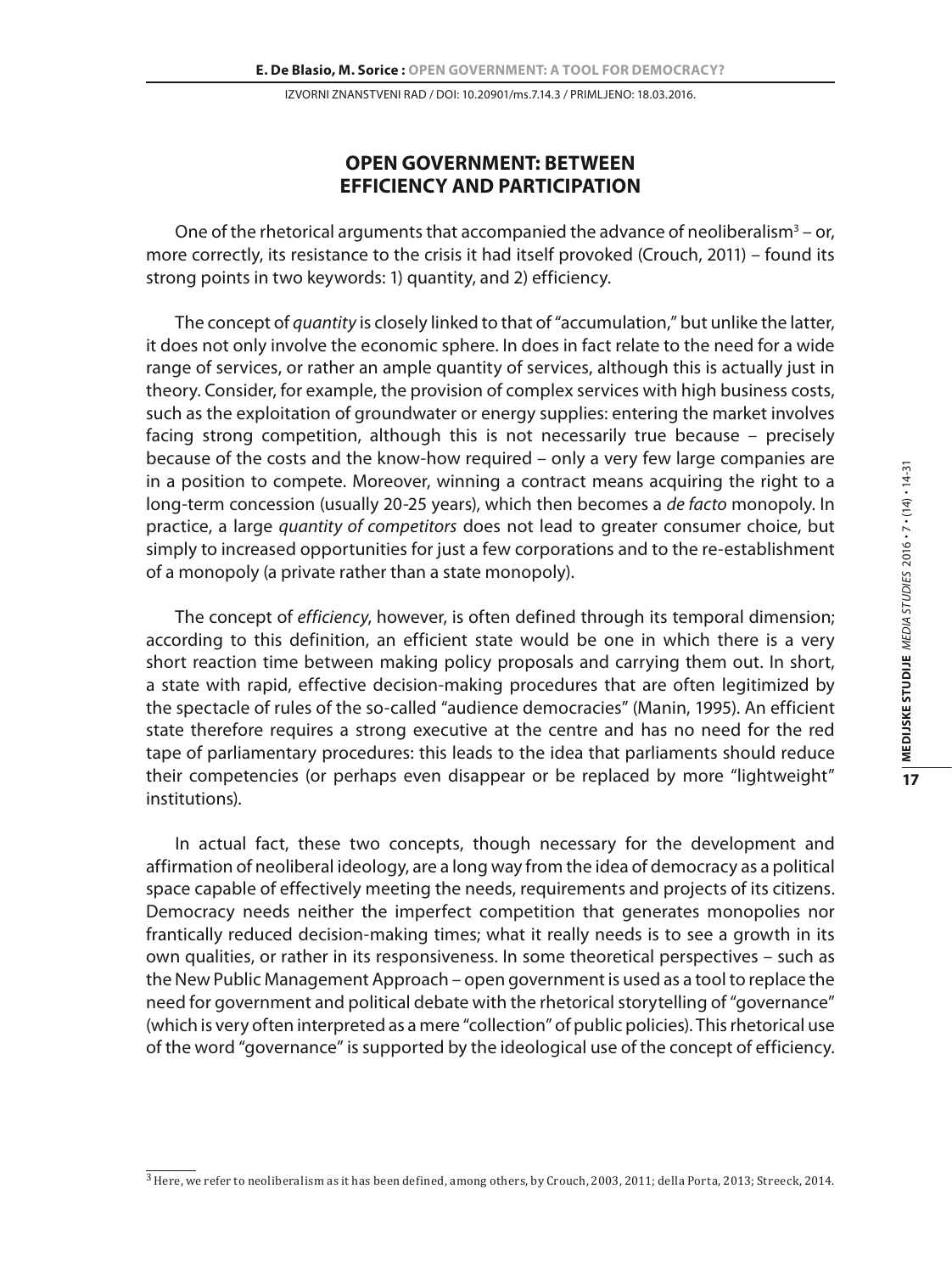## OPEN GOVERNMENT: BETWEEN EFFICIENCY AND PARTICIPATION

One of the rhetorical arguments that accompanied the advance of neoliberalism[3] – or, more correctly, its resistance to the crisis it had itself provoked (Crouch, 2011) – found its strong points in two keywords: 1) quantity, and 2) efficiency.

The concept of *quantity* is closely linked to that of "accumulation," but unlike the latter, it does not only involve the economic sphere. In does in fact relate to the need for a wide range of services, or rather an ample quantity of services, although this is actually just in theory. Consider, for example, the provision of complex services with high business costs, such as the exploitation of groundwater or energy supplies: entering the market involves facing strong competition, although this is not necessarily true because – precisely because of the costs and the know-how required – only a very few large companies are in a position to compete. Moreover, winning a contract means acquiring the right to a long-term concession (usually 20-25 years), which then becomes a *de facto* monopoly. In practice, a large *quantity of competitors* does not lead to greater consumer choice, but simply to increased opportunities for just a few corporations and to the re-establishment of a monopoly (a private rather than a state monopoly).

The concept of *efficiency*, however, is often defined through its temporal dimension; according to this definition, an efficient state would be one in which there is a very short reaction time between making policy proposals and carrying them out. In short, a state with rapid, effective decision-making procedures that are often legitimized by the spectacle of rules of the so-called "audience democracies" (Manin, 1995). An efficient state therefore requires a strong executive at the centre and has no need for the red tape of parliamentary procedures: this leads to the idea that parliaments should reduce their competencies (or perhaps even disappear or be replaced by more "lightweight" institutions).

In actual fact, these two concepts, though necessary for the development and affirmation of neoliberal ideology, are a long way from the idea of democracy as a political space capable of effectively meeting the needs, requirements and projects of its citizens. Democracy needs neither the imperfect competition that generates monopolies nor frantically reduced decision-making times; what it really needs is to see a growth in its own qualities, or rather in its responsiveness. In some theoretical perspectives – such as the New Public Management Approach – open government is used as a tool to replace the need for government and political debate with the rhetorical storytelling of "governance" (which is very often interpreted as a mere "collection" of public policies). This rhetorical use of the word "governance" is supported by the ideological use of the concept of efficiency.

[3] Here, we refer to neoliberalism as it has been defined, among others, by Crouch, 2003, 2011; della Porta, 2013; Streeck, 2014.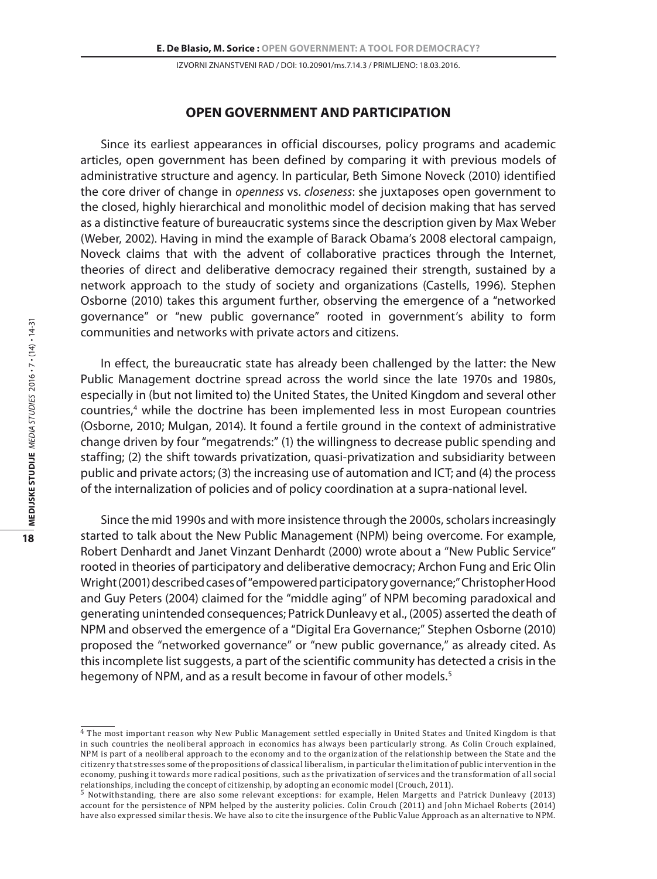## OPEN GOVERNMENT AND PARTICIPATION

Since its earliest appearances in official discourses, policy programs and academic articles, open government has been defined by comparing it with previous models of administrative structure and agency. In particular, Beth Simone Noveck (2010) identified the core driver of change in *openness* vs. *closeness*: she juxtaposes open government to the closed, highly hierarchical and monolithic model of decision making that has served as a distinctive feature of bureaucratic systems since the description given by Max Weber (Weber, 2002). Having in mind the example of Barack Obama's 2008 electoral campaign, Noveck claims that with the advent of collaborative practices through the Internet, theories of direct and deliberative democracy regained their strength, sustained by a network approach to the study of society and organizations (Castells, 1996). Stephen Osborne (2010) takes this argument further, observing the emergence of a "networked governance" or "new public governance" rooted in government's ability to form communities and networks with private actors and citizens.

In effect, the bureaucratic state has already been challenged by the latter: the New Public Management doctrine spread across the world since the late 1970s and 1980s, especially in (but not limited to) the United States, the United Kingdom and several other countries,[4] while the doctrine has been implemented less in most European countries (Osborne, 2010; Mulgan, 2014). It found a fertile ground in the context of administrative change driven by four "megatrends:" (1) the willingness to decrease public spending and staffing; (2) the shift towards privatization, quasi-privatization and subsidiarity between public and private actors; (3) the increasing use of automation and ICT; and (4) the process of the internalization of policies and of policy coordination at a supra-national level.

Since the mid 1990s and with more insistence through the 2000s, scholars increasingly started to talk about the New Public Management (NPM) being overcome. For example, Robert Denhardt and Janet Vinzant Denhardt (2000) wrote about a "New Public Service" rooted in theories of participatory and deliberative democracy; Archon Fung and Eric Olin Wright (2001) described cases of "empowered participatory governance;" Christopher Hood and Guy Peters (2004) claimed for the "middle aging" of NPM becoming paradoxical and generating unintended consequences; Patrick Dunleavy et al., (2005) asserted the death of NPM and observed the emergence of a "Digital Era Governance;" Stephen Osborne (2010) proposed the "networked governance" or "new public governance," as already cited. As this incomplete list suggests, a part of the scientific community has detected a crisis in the hegemony of NPM, and as a result become in favour of other models.[5]

---

[4] The most important reason why New Public Management settled especially in United States and United Kingdom is that in such countries the neoliberal approach in economics has always been particularly strong. As Colin Crouch explained, NPM is part of a neoliberal approach to the economy and to the organization of the relationship between the State and the citizenry that stresses some of the propositions of classical liberalism, in particular the limitation of public intervention in the economy, pushing it towards more radical positions, such as the privatization of services and the transformation of all social relationships, including the concept of citizenship, by adopting an economic model (Crouch, 2011).

[5] Notwithstanding, there are also some relevant exceptions: for example, Helen Margetts and Patrick Dunleavy (2013) account for the persistence of NPM helped by the austerity policies. Colin Crouch (2011) and John Michael Roberts (2014) have also expressed similar thesis. We have also to cite the insurgence of the Public Value Approach as an alternative to NPM.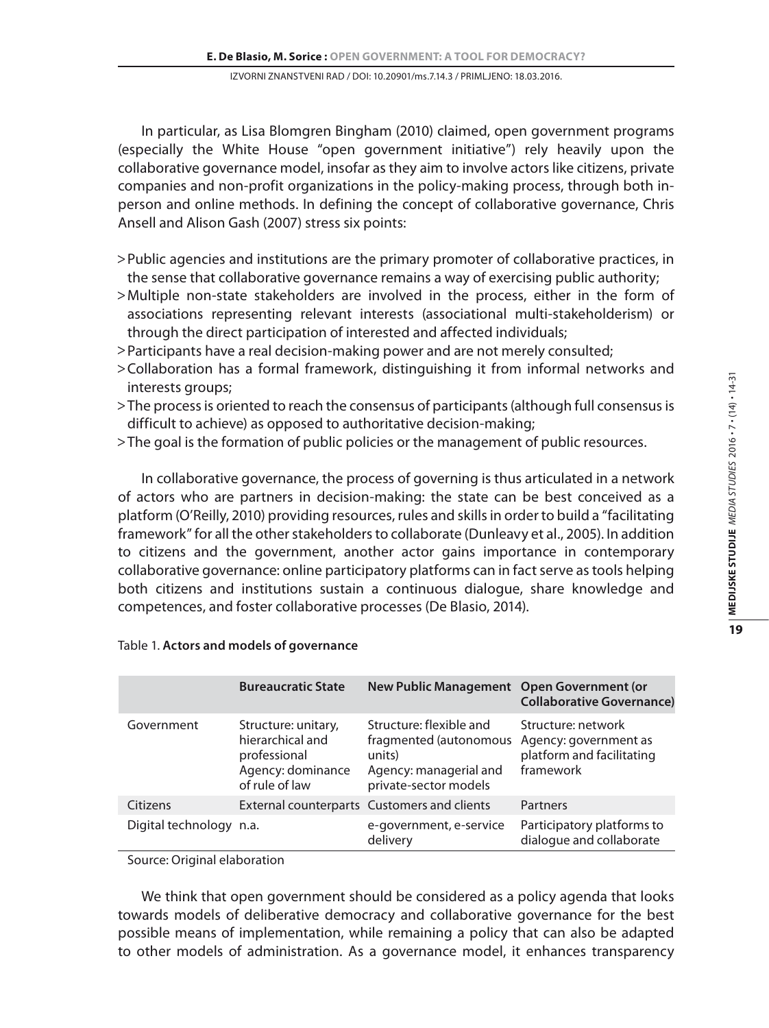In particular, as Lisa Blomgren Bingham (2010) claimed, open government programs (especially the White House "open government initiative") rely heavily upon the collaborative governance model, insofar as they aim to involve actors like citizens, private companies and non-profit organizations in the policy-making process, through both in-person and online methods. In defining the concept of collaborative governance, Chris Ansell and Alison Gash (2007) stress six points:

> Public agencies and institutions are the primary promoter of collaborative practices, in the sense that collaborative governance remains a way of exercising public authority;
> Multiple non-state stakeholders are involved in the process, either in the form of associations representing relevant interests (associational multi-stakeholderism) or through the direct participation of interested and affected individuals;
> Participants have a real decision-making power and are not merely consulted;
> Collaboration has a formal framework, distinguishing it from informal networks and interests groups;
> The process is oriented to reach the consensus of participants (although full consensus is difficult to achieve) as opposed to authoritative decision-making;
> The goal is the formation of public policies or the management of public resources.

In collaborative governance, the process of governing is thus articulated in a network of actors who are partners in decision-making: the state can be best conceived as a platform (O'Reilly, 2010) providing resources, rules and skills in order to build a "facilitating framework" for all the other stakeholders to collaborate (Dunleavy et al., 2005). In addition to citizens and the government, another actor gains importance in contemporary collaborative governance: online participatory platforms can in fact serve as tools helping both citizens and institutions sustain a continuous dialogue, share knowledge and competences, and foster collaborative processes (De Blasio, 2014).

Table 1. **Actors and models of governance**

| | **Bureaucratic State** | **New Public Management** | **Open Government (or Collaborative Governance)** |
|---|---|---|---|
| Government | Structure: unitary, hierarchical and professional Agency: dominance of rule of law | Structure: flexible and fragmented (autonomous units) Agency: managerial and private-sector models | Structure: network Agency: government as platform and facilitating framework |
| Citizens | External counterparts | Customers and clients | Partners |
| Digital technology | n.a. | e-government, e-service delivery | Participatory platforms to dialogue and collaborate |

Source: Original elaboration

We think that open government should be considered as a policy agenda that looks towards models of deliberative democracy and collaborative governance for the best possible means of implementation, while remaining a policy that can also be adapted to other models of administration. As a governance model, it enhances transparency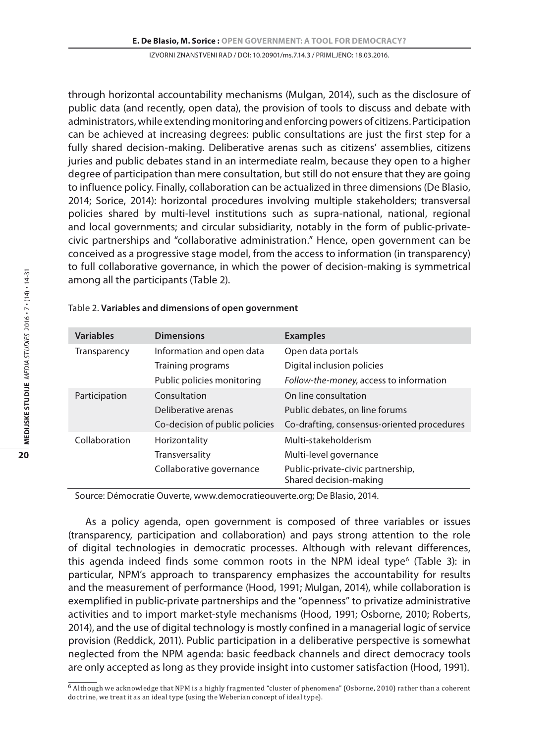through horizontal accountability mechanisms (Mulgan, 2014), such as the disclosure of public data (and recently, open data), the provision of tools to discuss and debate with administrators, while extending monitoring and enforcing powers of citizens. Participation can be achieved at increasing degrees: public consultations are just the first step for a fully shared decision-making. Deliberative arenas such as citizens' assemblies, citizens juries and public debates stand in an intermediate realm, because they open to a higher degree of participation than mere consultation, but still do not ensure that they are going to influence policy. Finally, collaboration can be actualized in three dimensions (De Blasio, 2014; Sorice, 2014): horizontal procedures involving multiple stakeholders; transversal policies shared by multi-level institutions such as supra-national, national, regional and local governments; and circular subsidiarity, notably in the form of public-private-civic partnerships and "collaborative administration." Hence, open government can be conceived as a progressive stage model, from the access to information (in transparency) to full collaborative governance, in which the power of decision-making is symmetrical among all the participants (Table 2).

Table 2. **Variables and dimensions of open government**

| Variables | Dimensions | Examples |
|---|---|---|
| Transparency | Information and open data | Open data portals |
| | Training programs | Digital inclusion policies |
| | Public policies monitoring | *Follow-the-money*, access to information |
| Participation | Consultation | On line consultation |
| | Deliberative arenas | Public debates, on line forums |
| | Co-decision of public policies | Co-drafting, consensus-oriented procedures |
| Collaboration | Horizontality | Multi-stakeholderism |
| | Transversality | Multi-level governance |
| | Collaborative governance | Public-private-civic partnership, Shared decision-making |

Source: Démocratie Ouverte, www.democratieouverte.org; De Blasio, 2014.

As a policy agenda, open government is composed of three variables or issues (transparency, participation and collaboration) and pays strong attention to the role of digital technologies in democratic processes. Although with relevant differences, this agenda indeed finds some common roots in the NPM ideal type[6] (Table 3): in particular, NPM's approach to transparency emphasizes the accountability for results and the measurement of performance (Hood, 1991; Mulgan, 2014), while collaboration is exemplified in public-private partnerships and the "openness" to privatize administrative activities and to import market-style mechanisms (Hood, 1991; Osborne, 2010; Roberts, 2014), and the use of digital technology is mostly confined in a managerial logic of service provision (Reddick, 2011). Public participation in a deliberative perspective is somewhat neglected from the NPM agenda: basic feedback channels and direct democracy tools are only accepted as long as they provide insight into customer satisfaction (Hood, 1991).

[6] Although we acknowledge that NPM is a highly fragmented "cluster of phenomena" (Osborne, 2010) rather than a coherent doctrine, we treat it as an ideal type (using the Weberian concept of ideal type).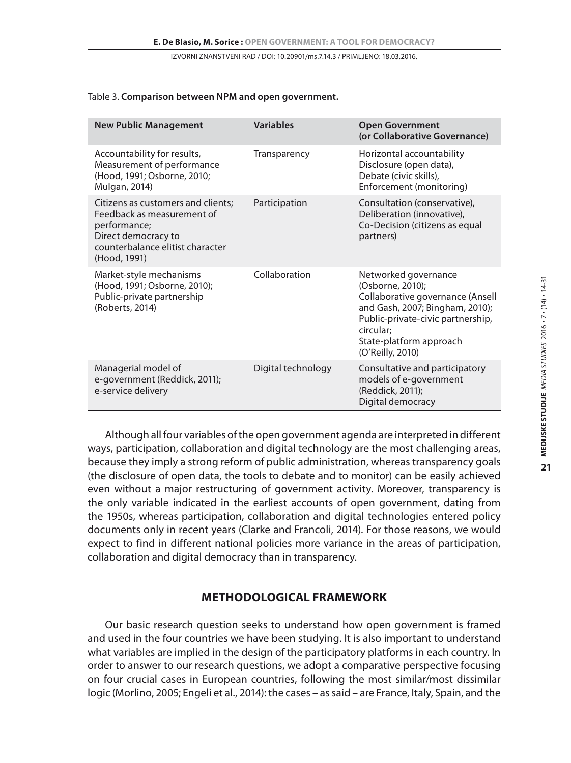Table 3. **Comparison between NPM and open government.**

| New Public Management | Variables | Open Government (or Collaborative Governance) |
| --- | --- | --- |
| Accountability for results, Measurement of performance (Hood, 1991; Osborne, 2010; Mulgan, 2014) | Transparency | Horizontal accountability Disclosure (open data), Debate (civic skills), Enforcement (monitoring) |
| Citizens as customers and clients; Feedback as measurement of performance; Direct democracy to counterbalance elitist character (Hood, 1991) | Participation | Consultation (conservative), Deliberation (innovative), Co-Decision (citizens as equal partners) |
| Market-style mechanisms (Hood, 1991; Osborne, 2010); Public-private partnership (Roberts, 2014) | Collaboration | Networked governance (Osborne, 2010); Collaborative governance (Ansell and Gash, 2007; Bingham, 2010); Public-private-civic partnership, circular; State-platform approach (O'Reilly, 2010) |
| Managerial model of e-government (Reddick, 2011); e-service delivery | Digital technology | Consultative and participatory models of e-government (Reddick, 2011); Digital democracy |

Although all four variables of the open government agenda are interpreted in different ways, participation, collaboration and digital technology are the most challenging areas, because they imply a strong reform of public administration, whereas transparency goals (the disclosure of open data, the tools to debate and to monitor) can be easily achieved even without a major restructuring of government activity. Moreover, transparency is the only variable indicated in the earliest accounts of open government, dating from the 1950s, whereas participation, collaboration and digital technologies entered policy documents only in recent years (Clarke and Francoli, 2014). For those reasons, we would expect to find in different national policies more variance in the areas of participation, collaboration and digital democracy than in transparency.

## METHODOLOGICAL FRAMEWORK

Our basic research question seeks to understand how open government is framed and used in the four countries we have been studying. It is also important to understand what variables are implied in the design of the participatory platforms in each country. In order to answer to our research questions, we adopt a comparative perspective focusing on four crucial cases in European countries, following the most similar/most dissimilar logic (Morlino, 2005; Engeli et al., 2014): the cases – as said – are France, Italy, Spain, and the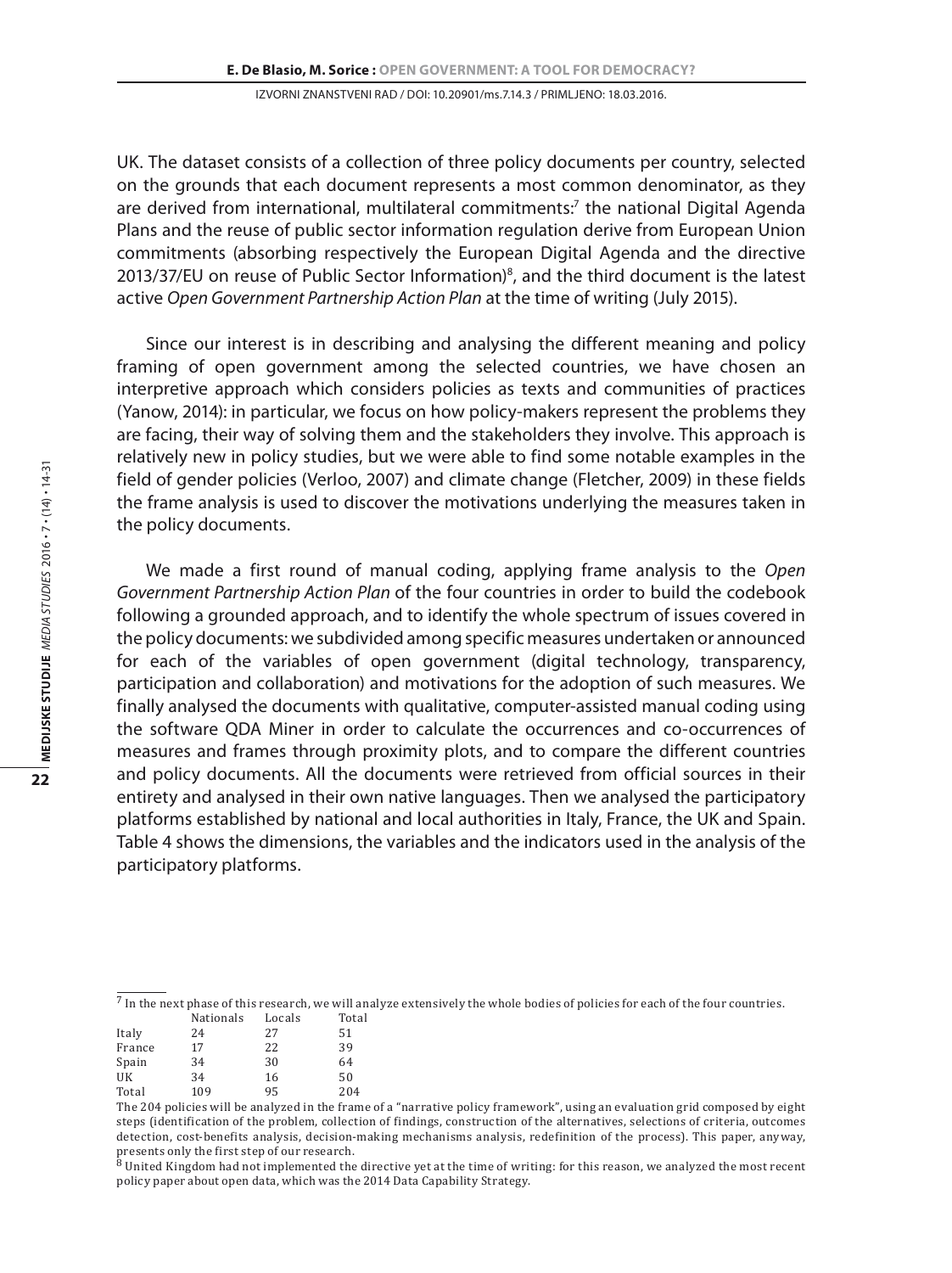UK. The dataset consists of a collection of three policy documents per country, selected on the grounds that each document represents a most common denominator, as they are derived from international, multilateral commitments:[7] the national Digital Agenda Plans and the reuse of public sector information regulation derive from European Union commitments (absorbing respectively the European Digital Agenda and the directive 2013/37/EU on reuse of Public Sector Information)[8], and the third document is the latest active *Open Government Partnership Action Plan* at the time of writing (July 2015).

Since our interest is in describing and analysing the different meaning and policy framing of open government among the selected countries, we have chosen an interpretive approach which considers policies as texts and communities of practices (Yanow, 2014): in particular, we focus on how policy-makers represent the problems they are facing, their way of solving them and the stakeholders they involve. This approach is relatively new in policy studies, but we were able to find some notable examples in the field of gender policies (Verloo, 2007) and climate change (Fletcher, 2009) in these fields the frame analysis is used to discover the motivations underlying the measures taken in the policy documents.

We made a first round of manual coding, applying frame analysis to the *Open Government Partnership Action Plan* of the four countries in order to build the codebook following a grounded approach, and to identify the whole spectrum of issues covered in the policy documents: we subdivided among specific measures undertaken or announced for each of the variables of open government (digital technology, transparency, participation and collaboration) and motivations for the adoption of such measures. We finally analysed the documents with qualitative, computer-assisted manual coding using the software QDA Miner in order to calculate the occurrences and co-occurrences of measures and frames through proximity plots, and to compare the different countries and policy documents. All the documents were retrieved from official sources in their entirety and analysed in their own native languages. Then we analysed the participatory platforms established by national and local authorities in Italy, France, the UK and Spain. Table 4 shows the dimensions, the variables and the indicators used in the analysis of the participatory platforms.

---

[7] In the next phase of this research, we will analyze extensively the whole bodies of policies for each of the four countries.

| | Nationals | Locals | Total |
|---|---|---|---|
| Italy | 24 | 27 | 51 |
| France | 17 | 22 | 39 |
| Spain | 34 | 30 | 64 |
| UK | 34 | 16 | 50 |
| Total | 109 | 95 | 204 |

The 204 policies will be analyzed in the frame of a "narrative policy framework", using an evaluation grid composed by eight steps (identification of the problem, collection of findings, construction of the alternatives, selections of criteria, outcomes detection, cost-benefits analysis, decision-making mechanisms analysis, redefinition of the process). This paper, anyway, presents only the first step of our research.

[8] United Kingdom had not implemented the directive yet at the time of writing: for this reason, we analyzed the most recent policy paper about open data, which was the 2014 Data Capability Strategy.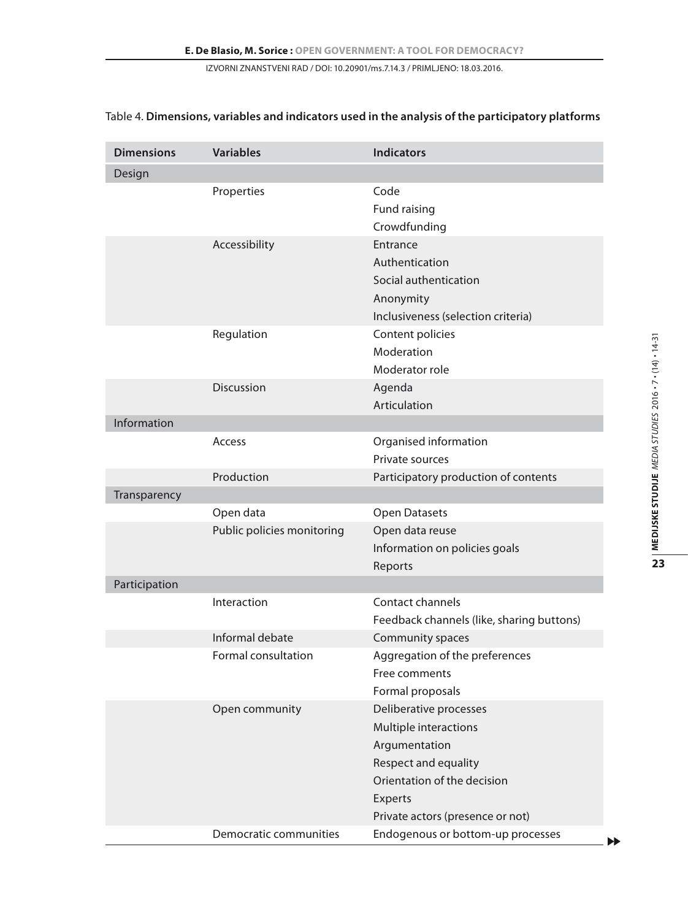Table 4. **Dimensions, variables and indicators used in the analysis of the participatory platforms**

| Dimensions | Variables | Indicators |
|---|---|---|
| Design | | |
| | Properties | Code |
| | | Fund raising |
| | | Crowdfunding |
| | Accessibility | Entrance |
| | | Authentication |
| | | Social authentication |
| | | Anonymity |
| | | Inclusiveness (selection criteria) |
| | Regulation | Content policies |
| | | Moderation |
| | | Moderator role |
| | Discussion | Agenda |
| | | Articulation |
| Information | | |
| | Access | Organised information |
| | | Private sources |
| | Production | Participatory production of contents |
| Transparency | | |
| | Open data | Open Datasets |
| | Public policies monitoring | Open data reuse |
| | | Information on policies goals |
| | | Reports |
| Participation | | |
| | Interaction | Contact channels |
| | | Feedback channels (like, sharing buttons) |
| | Informal debate | Community spaces |
| | Formal consultation | Aggregation of the preferences |
| | | Free comments |
| | | Formal proposals |
| | Open community | Deliberative processes |
| | | Multiple interactions |
| | | Argumentation |
| | | Respect and equality |
| | | Orientation of the decision |
| | | Experts |
| | | Private actors (presence or not) |
| | Democratic communities | Endogenous or bottom-up processes |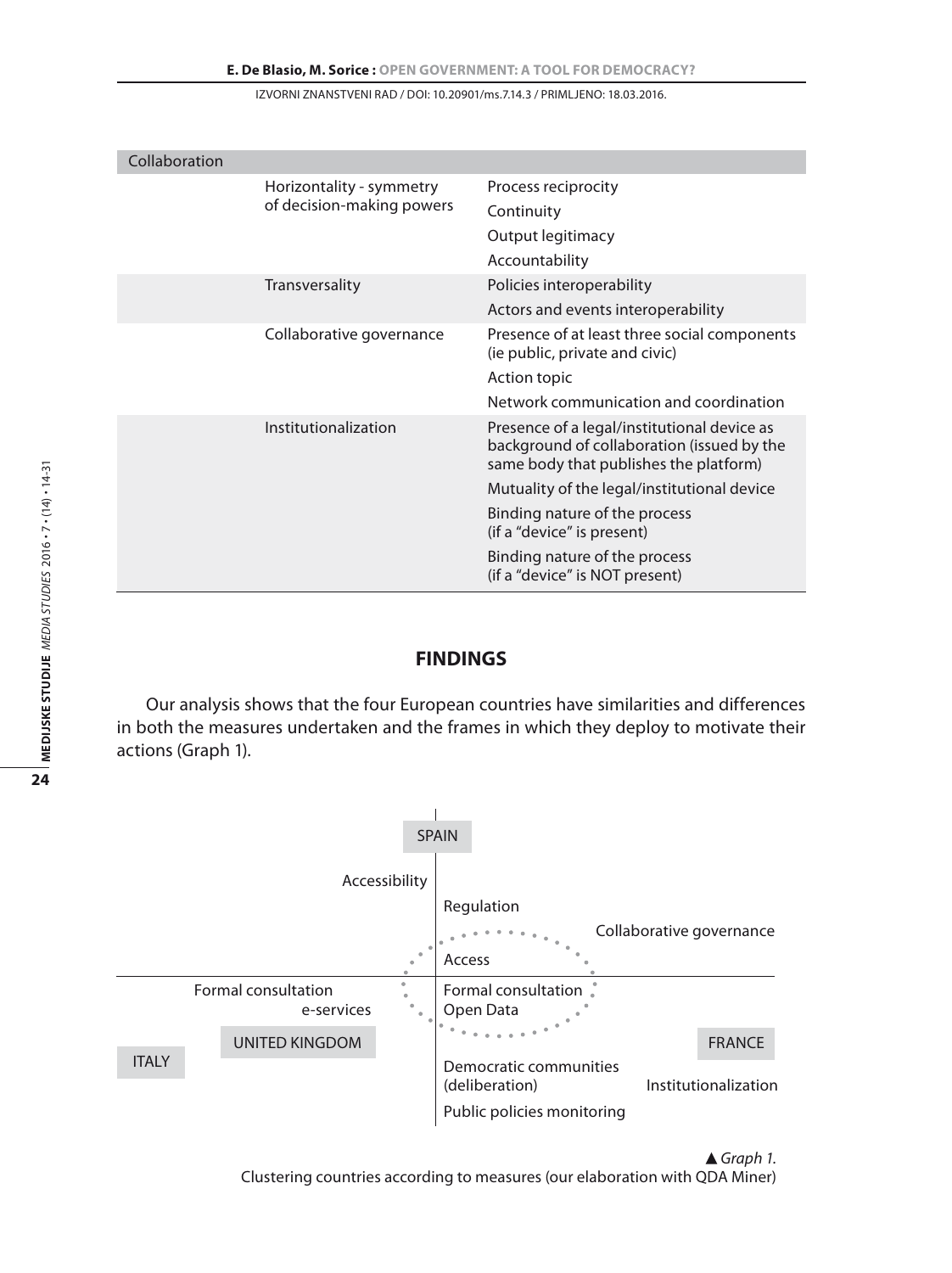| Collaboration | | |
|---|---|---|
| | Horizontality - symmetry of decision-making powers | Process reciprocity |
| | | Continuity |
| | | Output legitimacy |
| | | Accountability |
| | Transversality | Policies interoperability |
| | | Actors and events interoperability |
| | Collaborative governance | Presence of at least three social components (ie public, private and civic) |
| | | Action topic |
| | | Network communication and coordination |
| | Institutionalization | Presence of a legal/institutional device as background of collaboration (issued by the same body that publishes the platform) |
| | | Mutuality of the legal/institutional device |
| | | Binding nature of the process (if a "device" is present) |
| | | Binding nature of the process (if a "device" is NOT present) |

## FINDINGS

Our analysis shows that the four European countries have similarities and differences in both the measures undertaken and the frames in which they deploy to motivate their actions (Graph 1).

SPAIN

Accessibility

Regulation

Collaborative governance

Access

Formal consultation

e-services

Formal consultation

Open Data

UNITED KINGDOM

FRANCE

ITALY

Democratic communities (deliberation)

Institutionalization

Public policies monitoring

▲ *Graph 1.*
Clustering countries according to measures (our elaboration with QDA Miner)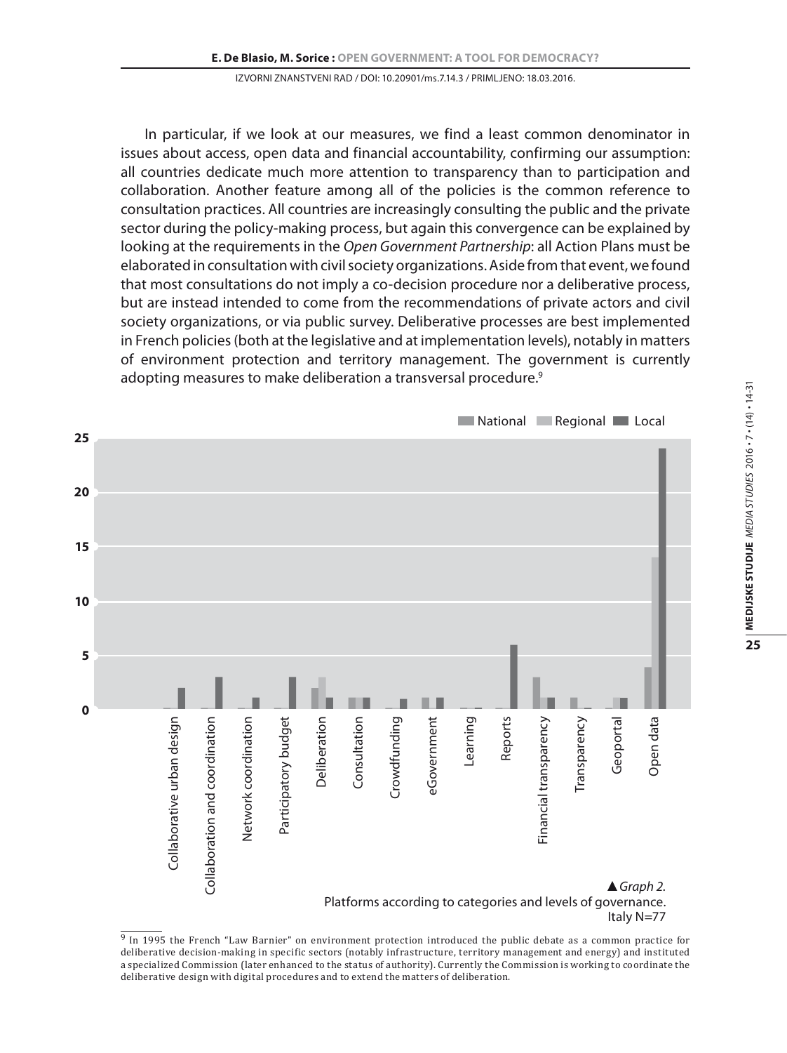In particular, if we look at our measures, we find a least common denominator in issues about access, open data and financial accountability, confirming our assumption: all countries dedicate much more attention to transparency than to participation and collaboration. Another feature among all of the policies is the common reference to consultation practices. All countries are increasingly consulting the public and the private sector during the policy-making process, but again this convergence can be explained by looking at the requirements in the *Open Government Partnership*: all Action Plans must be elaborated in consultation with civil society organizations. Aside from that event, we found that most consultations do not imply a co-decision procedure nor a deliberative process, but are instead intended to come from the recommendations of private actors and civil society organizations, or via public survey. Deliberative processes are best implemented in French policies (both at the legislative and at implementation levels), notably in matters of environment protection and territory management. The government is currently adopting measures to make deliberation a transversal procedure.[9]

National Regional Local

25
20
15
10
5
0

Collaborative urban design
Collaboration and coordination
Network coordination
Participatory budget
Deliberation
Consultation
Crowdfunding
eGovernment
Learning
Reports
Financial transparency
Transparency
Geoportal
Open data

▲*Graph 2.*
Platforms according to categories and levels of governance.
Italy N=77

[9] In 1995 the French "Law Barnier" on environment protection introduced the public debate as a common practice for deliberative decision-making in specific sectors (notably infrastructure, territory management and energy) and instituted a specialized Commission (later enhanced to the status of authority). Currently the Commission is working to coordinate the deliberative design with digital procedures and to extend the matters of deliberation.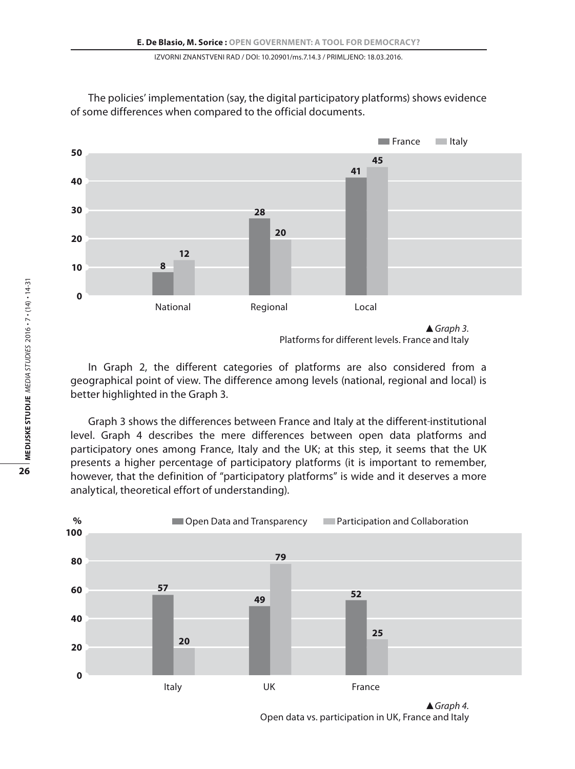The policies' implementation (say, the digital participatory platforms) shows evidence of some differences when compared to the official documents.

France Italy

50
40
30
20
10
0

8 12
28 20
41 45

National Regional Local

▲*Graph 3.*
Platforms for different levels. France and Italy

In Graph 2, the different categories of platforms are also considered from a geographical point of view. The difference among levels (national, regional and local) is better highlighted in the Graph 3.

Graph 3 shows the differences between France and Italy at the different-institutional level. Graph 4 describes the mere differences between open data platforms and participatory ones among France, Italy and the UK; at this step, it seems that the UK presents a higher percentage of participatory platforms (it is important to remember, however, that the definition of "participatory platforms" is wide and it deserves a more analytical, theoretical effort of understanding).

% Open Data and Transparency Participation and Collaboration

100
80
60
40
20
0

57 20
49 79
52 25

Italy UK France

▲*Graph 4.*
Open data vs. participation in UK, France and Italy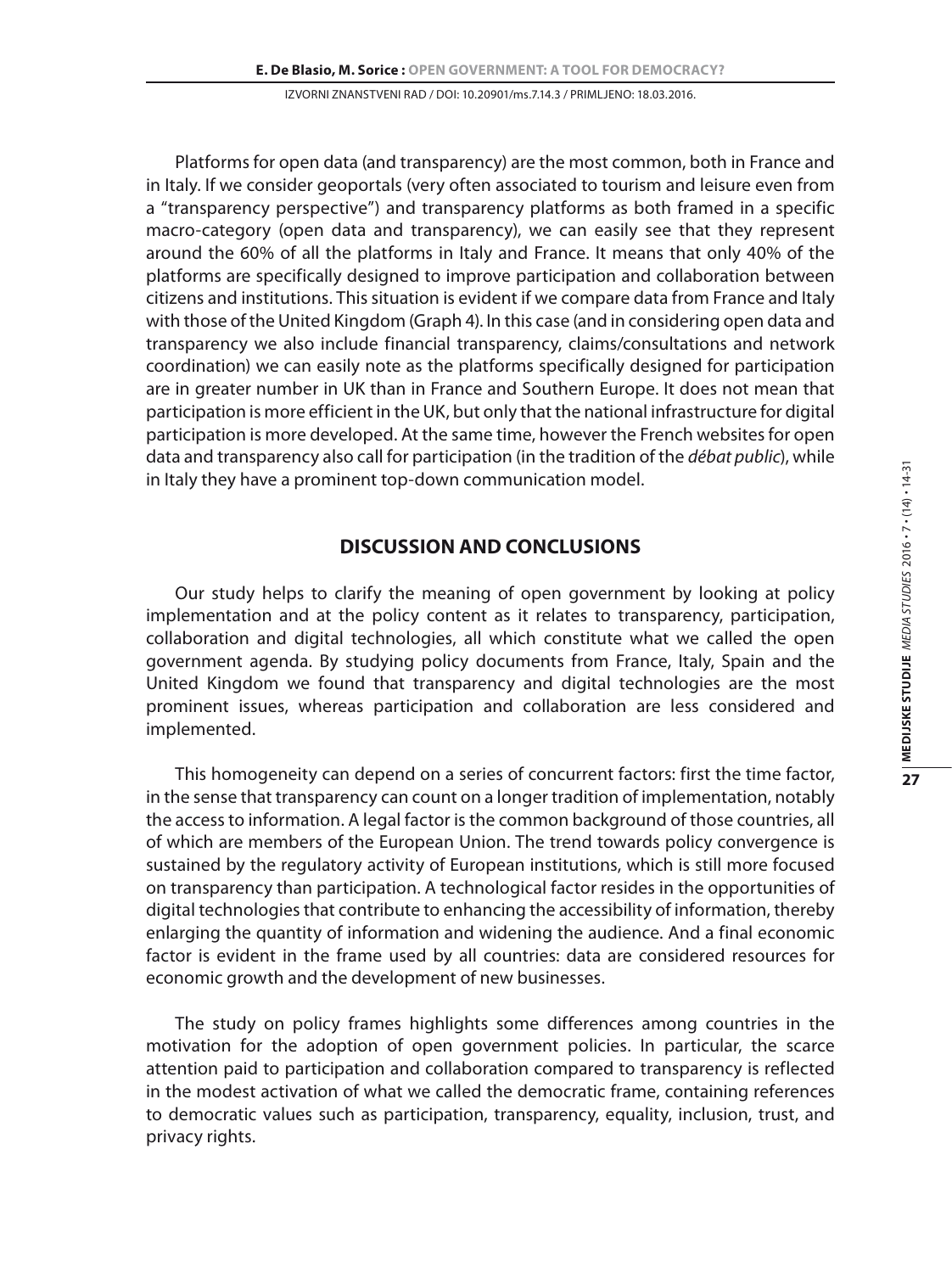Platforms for open data (and transparency) are the most common, both in France and in Italy. If we consider geoportals (very often associated to tourism and leisure even from a "transparency perspective") and transparency platforms as both framed in a specific macro-category (open data and transparency), we can easily see that they represent around the 60% of all the platforms in Italy and France. It means that only 40% of the platforms are specifically designed to improve participation and collaboration between citizens and institutions. This situation is evident if we compare data from France and Italy with those of the United Kingdom (Graph 4). In this case (and in considering open data and transparency we also include financial transparency, claims/consultations and network coordination) we can easily note as the platforms specifically designed for participation are in greater number in UK than in France and Southern Europe. It does not mean that participation is more efficient in the UK, but only that the national infrastructure for digital participation is more developed. At the same time, however the French websites for open data and transparency also call for participation (in the tradition of the *débat public*), while in Italy they have a prominent top-down communication model.

## DISCUSSION AND CONCLUSIONS

Our study helps to clarify the meaning of open government by looking at policy implementation and at the policy content as it relates to transparency, participation, collaboration and digital technologies, all which constitute what we called the open government agenda. By studying policy documents from France, Italy, Spain and the United Kingdom we found that transparency and digital technologies are the most prominent issues, whereas participation and collaboration are less considered and implemented.

This homogeneity can depend on a series of concurrent factors: first the time factor, in the sense that transparency can count on a longer tradition of implementation, notably the access to information. A legal factor is the common background of those countries, all of which are members of the European Union. The trend towards policy convergence is sustained by the regulatory activity of European institutions, which is still more focused on transparency than participation. A technological factor resides in the opportunities of digital technologies that contribute to enhancing the accessibility of information, thereby enlarging the quantity of information and widening the audience. And a final economic factor is evident in the frame used by all countries: data are considered resources for economic growth and the development of new businesses.

The study on policy frames highlights some differences among countries in the motivation for the adoption of open government policies. In particular, the scarce attention paid to participation and collaboration compared to transparency is reflected in the modest activation of what we called the democratic frame, containing references to democratic values such as participation, transparency, equality, inclusion, trust, and privacy rights.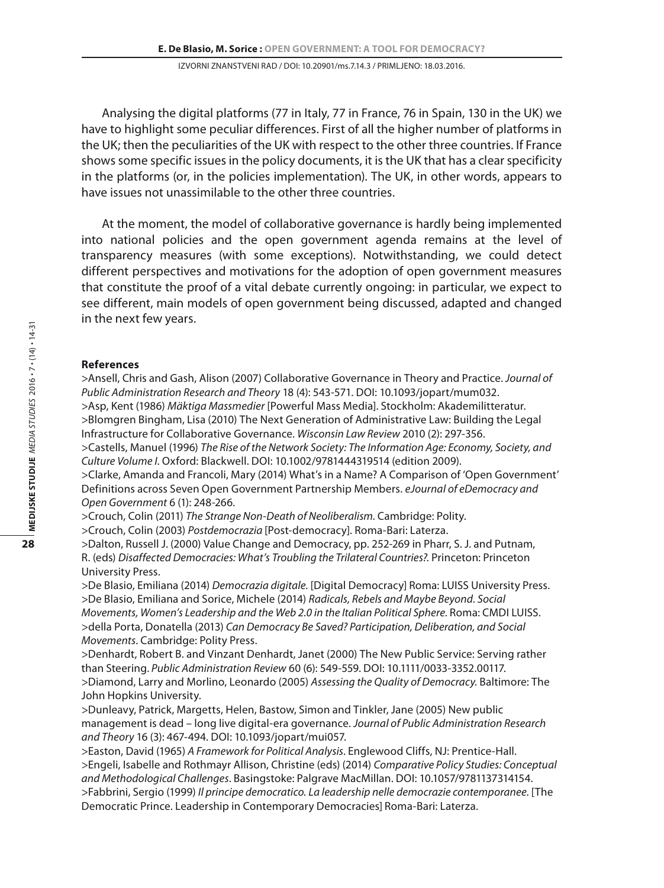Analysing the digital platforms (77 in Italy, 77 in France, 76 in Spain, 130 in the UK) we have to highlight some peculiar differences. First of all the higher number of platforms in the UK; then the peculiarities of the UK with respect to the other three countries. If France shows some specific issues in the policy documents, it is the UK that has a clear specificity in the platforms (or, in the policies implementation). The UK, in other words, appears to have issues not unassimilable to the other three countries.

At the moment, the model of collaborative governance is hardly being implemented into national policies and the open government agenda remains at the level of transparency measures (with some exceptions). Notwithstanding, we could detect different perspectives and motivations for the adoption of open government measures that constitute the proof of a vital debate currently ongoing: in particular, we expect to see different, main models of open government being discussed, adapted and changed in the next few years.

**References**

>Ansell, Chris and Gash, Alison (2007) Collaborative Governance in Theory and Practice. *Journal of Public Administration Research and Theory* 18 (4): 543-571. DOI: 10.1093/jopart/mum032.
>Asp, Kent (1986) *Mäktiga Massmedier* [Powerful Mass Media]. Stockholm: Akademilitteratur.
>Blomgren Bingham, Lisa (2010) The Next Generation of Administrative Law: Building the Legal Infrastructure for Collaborative Governance. *Wisconsin Law Review* 2010 (2): 297-356.
>Castells, Manuel (1996) *The Rise of the Network Society: The Information Age: Economy, Society, and Culture Volume I*. Oxford: Blackwell. DOI: 10.1002/9781444319514 (edition 2009).
>Clarke, Amanda and Francoli, Mary (2014) What's in a Name? A Comparison of 'Open Government' Definitions across Seven Open Government Partnership Members. *eJournal of eDemocracy and Open Government* 6 (1): 248-266.
>Crouch, Colin (2011) *The Strange Non-Death of Neoliberalism*. Cambridge: Polity.
>Crouch, Colin (2003) *Postdemocrazia* [Post-democracy]. Roma-Bari: Laterza.
>Dalton, Russell J. (2000) Value Change and Democracy, pp. 252-269 in Pharr, S. J. and Putnam, R. (eds) *Disaffected Democracies: What's Troubling the Trilateral Countries?*. Princeton: Princeton University Press.
>De Blasio, Emiliana (2014) *Democrazia digitale.* [Digital Democracy] Roma: LUISS University Press.
>De Blasio, Emiliana and Sorice, Michele (2014) *Radicals, Rebels and Maybe Beyond. Social Movements, Women's Leadership and the Web 2.0 in the Italian Political Sphere*. Roma: CMDI LUISS.
>della Porta, Donatella (2013) *Can Democracy Be Saved? Participation, Deliberation, and Social Movements*. Cambridge: Polity Press.
>Denhardt, Robert B. and Vinzant Denhardt, Janet (2000) The New Public Service: Serving rather than Steering. *Public Administration Review* 60 (6): 549-559. DOI: 10.1111/0033-3352.00117.
>Diamond, Larry and Morlino, Leonardo (2005) *Assessing the Quality of Democracy.* Baltimore: The John Hopkins University.
>Dunleavy, Patrick, Margetts, Helen, Bastow, Simon and Tinkler, Jane (2005) New public management is dead – long live digital-era governance. *Journal of Public Administration Research and Theory* 16 (3): 467-494. DOI: 10.1093/jopart/mui057.
>Easton, David (1965) *A Framework for Political Analysis*. Englewood Cliffs, NJ: Prentice-Hall.
>Engeli, Isabelle and Rothmayr Allison, Christine (eds) (2014) *Comparative Policy Studies: Conceptual and Methodological Challenges*. Basingstoke: Palgrave MacMillan. DOI: 10.1057/9781137314154.
>Fabbrini, Sergio (1999) *Il principe democratico. La leadership nelle democrazie contemporanee.* [The Democratic Prince. Leadership in Contemporary Democracies] Roma-Bari: Laterza.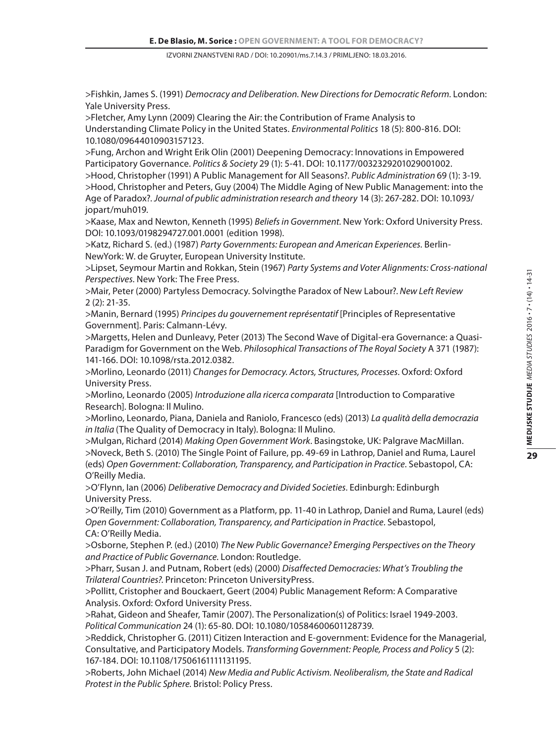>Fishkin, James S. (1991) *Democracy and Deliberation. New Directions for Democratic Reform*. London: Yale University Press.

>Fletcher, Amy Lynn (2009) Clearing the Air: the Contribution of Frame Analysis to Understanding Climate Policy in the United States. *Environmental Politics* 18 (5): 800-816. DOI: 10.1080/09644010903157123.

>Fung, Archon and Wright Erik Olin (2001) Deepening Democracy: Innovations in Empowered Participatory Governance. *Politics & Society* 29 (1): 5-41. DOI: 10.1177/0032329201029001002.

>Hood, Christopher (1991) A Public Management for All Seasons?. *Public Administration* 69 (1): 3-19.

>Hood, Christopher and Peters, Guy (2004) The Middle Aging of New Public Management: into the Age of Paradox?. *Journal of public administration research and theory* 14 (3): 267-282. DOI: 10.1093/jopart/muh019.

>Kaase, Max and Newton, Kenneth (1995) *Beliefs in Government*. New York: Oxford University Press. DOI: 10.1093/0198294727.001.0001 (edition 1998).

>Katz, Richard S. (ed.) (1987) *Party Governments: European and American Experiences*. Berlin-NewYork: W. de Gruyter, European University Institute.

>Lipset, Seymour Martin and Rokkan, Stein (1967) *Party Systems and Voter Alignments: Cross-national Perspectives*. New York: The Free Press.

>Mair, Peter (2000) Partyless Democracy. Solvingthe Paradox of New Labour?. *New Left Review* 2 (2): 21-35.

>Manin, Bernard (1995) *Principes du gouvernement représentatif* [Principles of Representative Government]. Paris: Calmann-Lévy.

>Margetts, Helen and Dunleavy, Peter (2013) The Second Wave of Digital-era Governance: a Quasi-Paradigm for Government on the Web. *Philosophical Transactions of The Royal Society* A 371 (1987): 141-166. DOI: 10.1098/rsta.2012.0382.

>Morlino, Leonardo (2011) *Changes for Democracy. Actors, Structures, Processes*. Oxford: Oxford University Press.

>Morlino, Leonardo (2005) *Introduzione alla ricerca comparata* [Introduction to Comparative Research]. Bologna: Il Mulino.

>Morlino, Leonardo, Piana, Daniela and Raniolo, Francesco (eds) (2013) *La qualità della democrazia in Italia* (The Quality of Democracy in Italy). Bologna: Il Mulino.

>Mulgan, Richard (2014) *Making Open Government Work*. Basingstoke, UK: Palgrave MacMillan.

>Noveck, Beth S. (2010) The Single Point of Failure, pp. 49-69 in Lathrop, Daniel and Ruma, Laurel (eds) *Open Government: Collaboration, Transparency, and Participation in Practice*. Sebastopol, CA: O'Reilly Media.

>O'Flynn, Ian (2006) *Deliberative Democracy and Divided Societies*. Edinburgh: Edinburgh University Press.

>O'Reilly, Tim (2010) Government as a Platform, pp. 11-40 in Lathrop, Daniel and Ruma, Laurel (eds) *Open Government: Collaboration, Transparency, and Participation in Practice*. Sebastopol, CA: O'Reilly Media.

>Osborne, Stephen P. (ed.) (2010) *The New Public Governance? Emerging Perspectives on the Theory and Practice of Public Governance*. London: Routledge.

>Pharr, Susan J. and Putnam, Robert (eds) (2000) *Disaffected Democracies: What's Troubling the Trilateral Countries?*. Princeton: Princeton UniversityPress.

>Pollitt, Cristopher and Bouckaert, Geert (2004) Public Management Reform: A Comparative Analysis. Oxford: Oxford University Press.

>Rahat, Gideon and Sheafer, Tamir (2007). The Personalization(s) of Politics: Israel 1949-2003. *Political Communication* 24 (1): 65-80. DOI: 10.1080/10584600601128739.

>Reddick, Christopher G. (2011) Citizen Interaction and E-government: Evidence for the Managerial, Consultative, and Participatory Models. *Transforming Government: People, Process and Policy* 5 (2): 167-184. DOI: 10.1108/17506161111131195.

>Roberts, John Michael (2014) *New Media and Public Activism. Neoliberalism, the State and Radical Protest in the Public Sphere.* Bristol: Policy Press.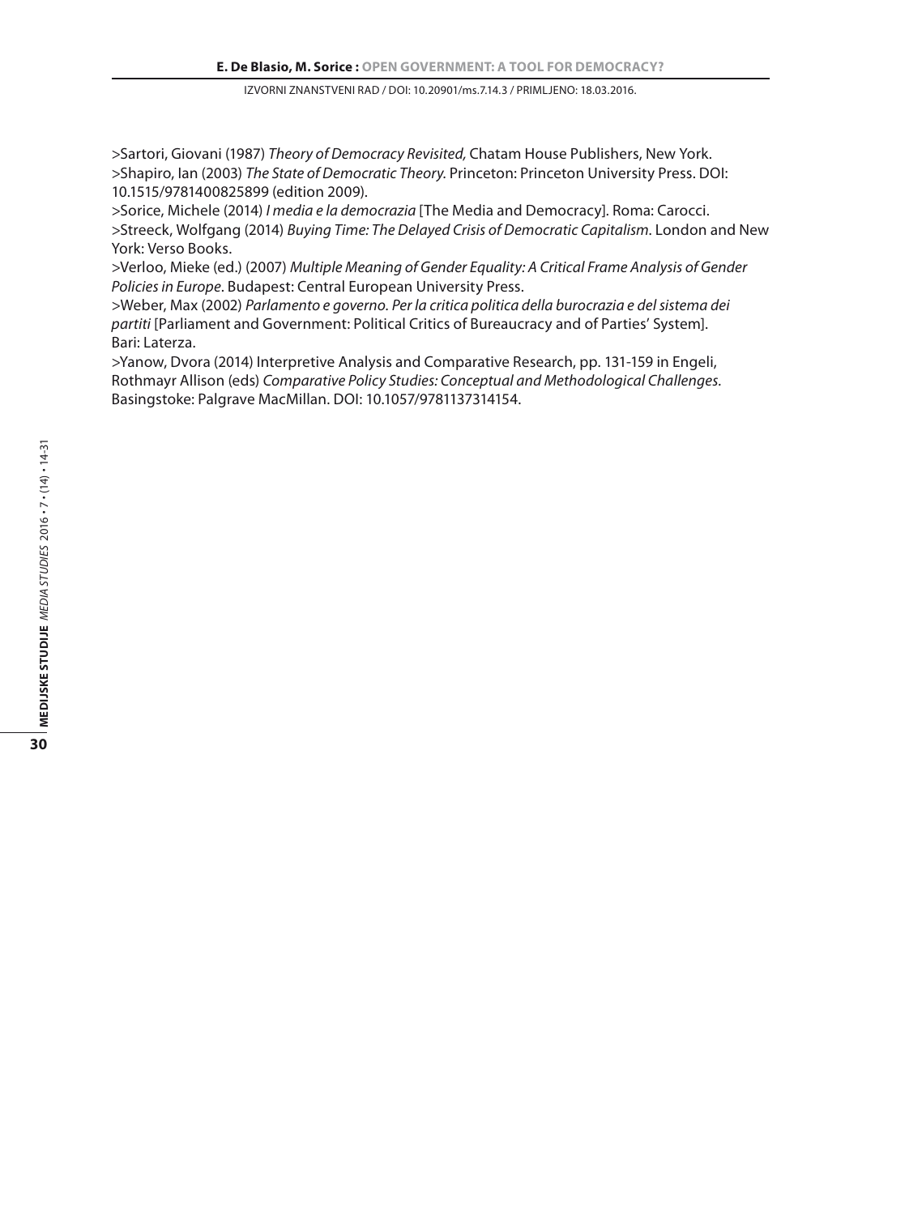>Sartori, Giovani (1987) *Theory of Democracy Revisited,* Chatam House Publishers, New York.
>Shapiro, Ian (2003) *The State of Democratic Theory.* Princeton: Princeton University Press. DOI: 10.1515/9781400825899 (edition 2009).
>Sorice, Michele (2014) *I media e la democrazia* [The Media and Democracy]. Roma: Carocci.
>Streeck, Wolfgang (2014) *Buying Time: The Delayed Crisis of Democratic Capitalism*. London and New York: Verso Books.
>Verloo, Mieke (ed.) (2007) *Multiple Meaning of Gender Equality: A Critical Frame Analysis of Gender Policies in Europe*. Budapest: Central European University Press.
>Weber, Max (2002) *Parlamento e governo. Per la critica politica della burocrazia e del sistema dei partiti* [Parliament and Government: Political Critics of Bureaucracy and of Parties' System]. Bari: Laterza.
>Yanow, Dvora (2014) Interpretive Analysis and Comparative Research, pp. 131-159 in Engeli, Rothmayr Allison (eds) *Comparative Policy Studies: Conceptual and Methodological Challenges*. Basingstoke: Palgrave MacMillan. DOI: 10.1057/9781137314154.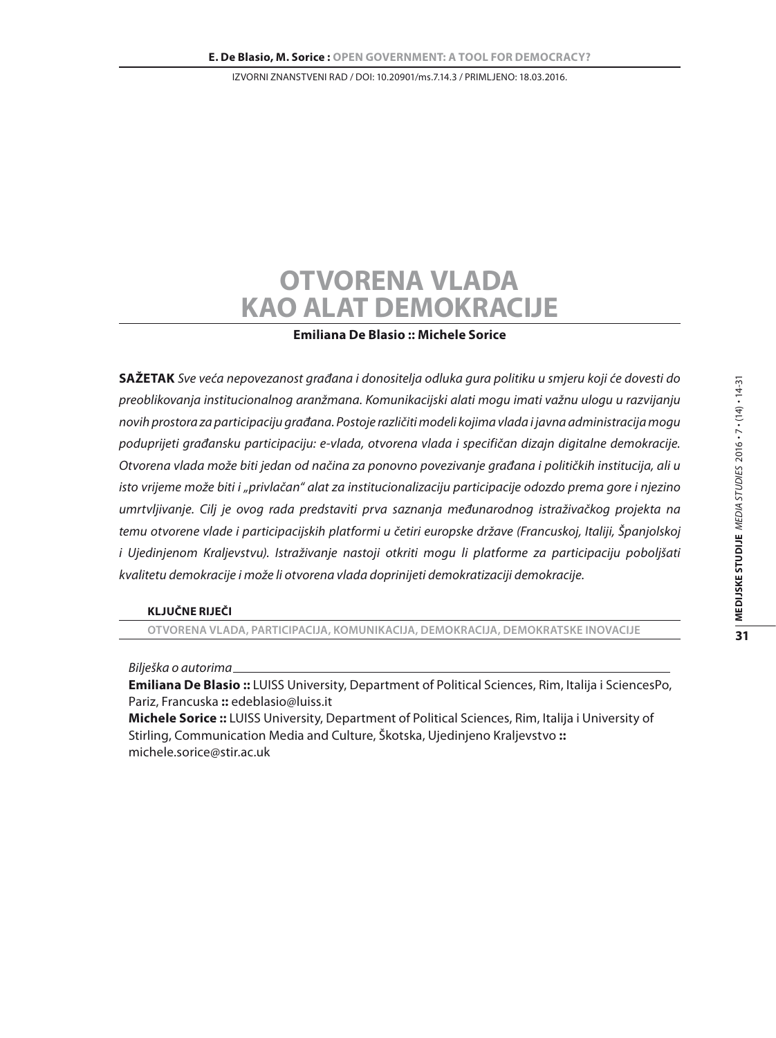IZVORNI ZNANSTVENI RAD / DOI: 10.20901/ms.7.14.3 / PRIMLJENO: 18.03.2016.

# OTVORENA VLADA KAO ALAT DEMOKRACIJE

**Emiliana De Blasio :: Michele Sorice**

**SAŽETAK** *Sve veća nepovezanost građana i donositelja odluka gura politiku u smjeru koji će dovesti do preoblikovanja institucionalnog aranžmana. Komunikacijski alati mogu imati važnu ulogu u razvijanju novih prostora za participaciju građana. Postoje različiti modeli kojima vlada i javna administracija mogu poduprijeti građansku participaciju: e-vlada, otvorena vlada i specifičan dizajn digitalne demokracije. Otvorena vlada može biti jedan od načina za ponovno povezivanje građana i političkih institucija, ali u isto vrijeme može biti i „privlačan" alat za institucionalizaciju participacije odozdo prema gore i njezino umrtvljivanje. Cilj je ovog rada predstaviti prva saznanja međunarodnog istraživačkog projekta na temu otvorene vlade i participacijskih platformi u četiri europske države (Francuskoj, Italiji, Španjolskoj i Ujedinjenom Kraljevstvu). Istraživanje nastoji otkriti mogu li platforme za participaciju poboljšati kvalitetu demokracije i može li otvorena vlada doprinijeti demokratizaciji demokracije.*

**KLJUČNE RIJEČI**

OTVORENA VLADA, PARTICIPACIJA, KOMUNIKACIJA, DEMOKRACIJA, DEMOKRATSKE INOVACIJE

*Bilješka o autorima*

**Emiliana De Blasio ::** LUISS University, Department of Political Sciences, Rim, Italija i SciencesPo, Pariz, Francuska **::** edeblasio@luiss.it

**Michele Sorice ::** LUISS University, Department of Political Sciences, Rim, Italija i University of Stirling, Communication Media and Culture, Škotska, Ujedinjeno Kraljevstvo **::** michele.sorice@stir.ac.uk